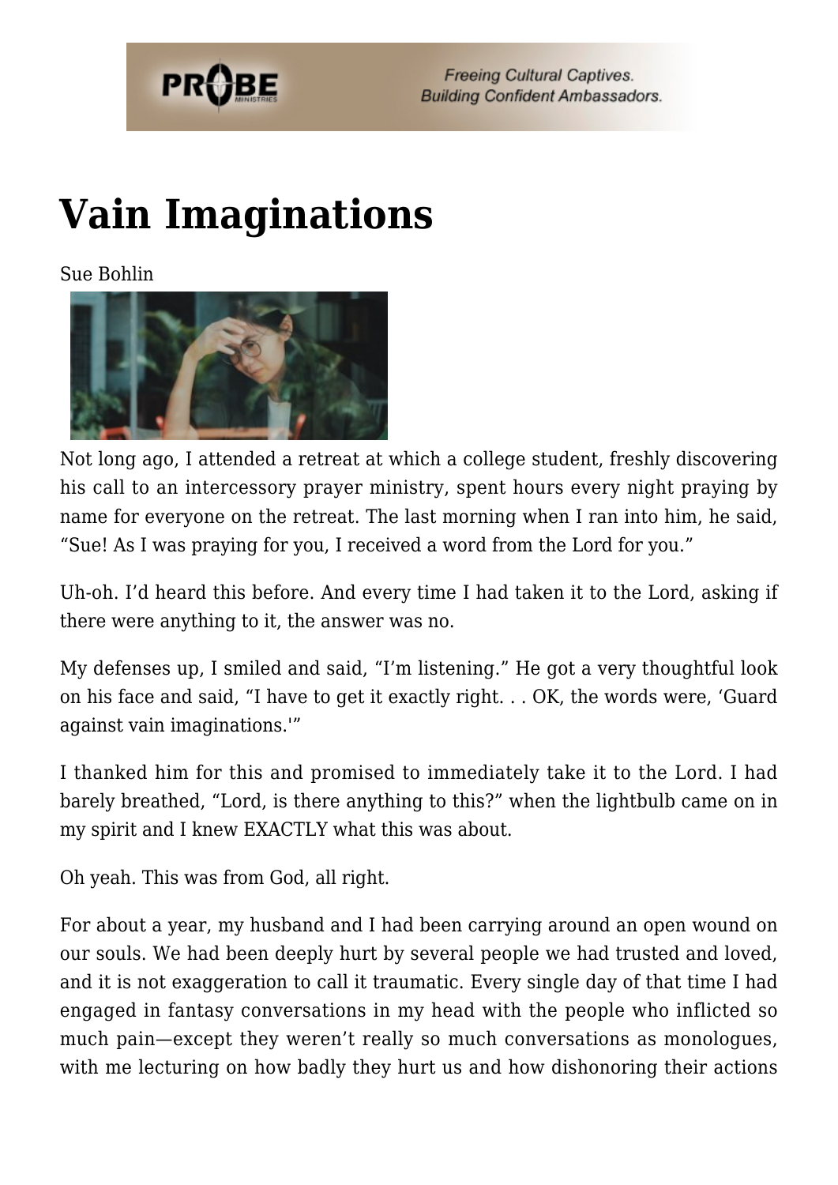# Vain Imaginations

Sue Bohlin

Not long ago, I attended a retreat at which a college student, freshly discovering his call to an intercessory prayer ministry, spent hours every night praying by name for everyone on the retreat. The last morning when I ran into him, he said, “Sue! As I was praying for you, I received a word from the Lord for you.”

Uh-oh. I’d heard this before. And every time I had taken it to the Lord, asking if there were anything to it, the answer was no.

My defenses up, I smiled and said, “I’m listening.” He got a very thoughtful look on his face and said, “I have to get it exactly right. . . OK, the words were, ‘Guard against vain imaginations.'”

I thanked him for this and promised to immediately take it to the Lord. I had barely breathed, “Lord, is there anything to this?” when the lightbulb came on in my spirit and I knew EXACTLY what this was about.

Oh yeah. This was from God, all right.

For about a year, my husband and I had been carrying around an open wound on our souls. We had been deeply hurt by several people we had trusted and loved, and it is not exaggeration to call it traumatic. Every single day of that time I had engaged in fantasy conversations in my head with the people who inflicted so much pain—except they weren’t really so much conversations as monologues, with me lecturing on how badly they hurt us and how dishonoring their actions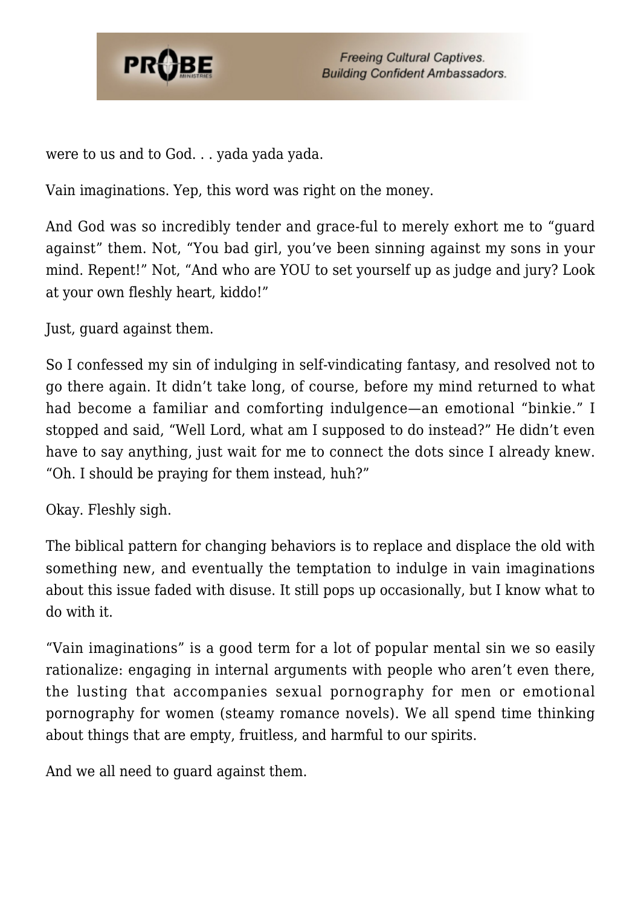were to us and to God. . . yada yada yada.

Vain imaginations. Yep, this word was right on the money.

And God was so incredibly tender and grace-ful to merely exhort me to "guard against" them. Not, "You bad girl, you've been sinning against my sons in your mind. Repent!" Not, "And who are YOU to set yourself up as judge and jury? Look at your own fleshly heart, kiddo!"

Just, guard against them.

So I confessed my sin of indulging in self-vindicating fantasy, and resolved not to go there again. It didn't take long, of course, before my mind returned to what had become a familiar and comforting indulgence—an emotional "binkie." I stopped and said, "Well Lord, what am I supposed to do instead?" He didn't even have to say anything, just wait for me to connect the dots since I already knew. "Oh. I should be praying for them instead, huh?"

Okay. Fleshly sigh.

The biblical pattern for changing behaviors is to replace and displace the old with something new, and eventually the temptation to indulge in vain imaginations about this issue faded with disuse. It still pops up occasionally, but I know what to do with it.

"Vain imaginations" is a good term for a lot of popular mental sin we so easily rationalize: engaging in internal arguments with people who aren't even there, the lusting that accompanies sexual pornography for men or emotional pornography for women (steamy romance novels). We all spend time thinking about things that are empty, fruitless, and harmful to our spirits.

And we all need to guard against them.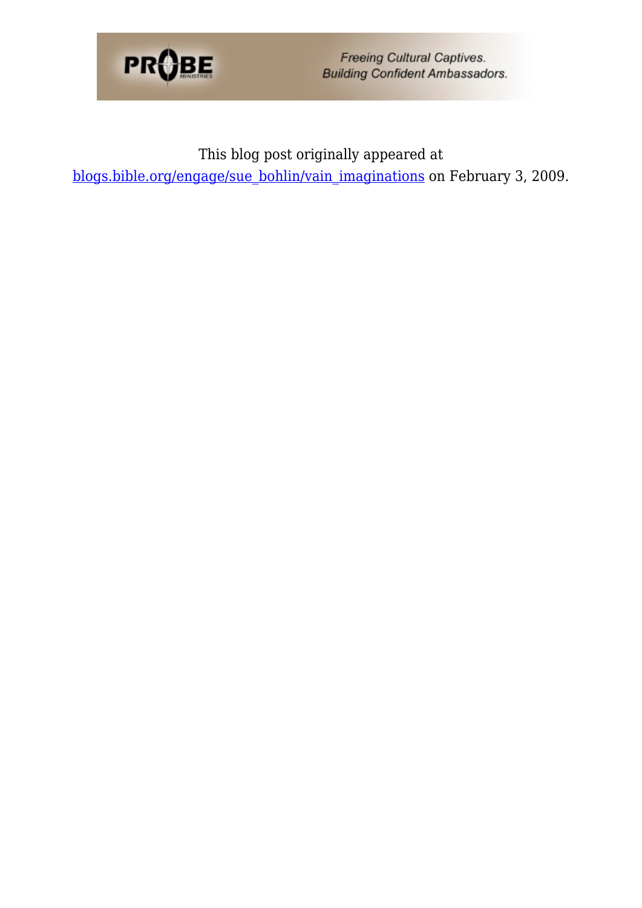This blog post originally appeared at blogs.bible.org/engage/sue_bohlin/vain_imaginations on February 3, 2009.